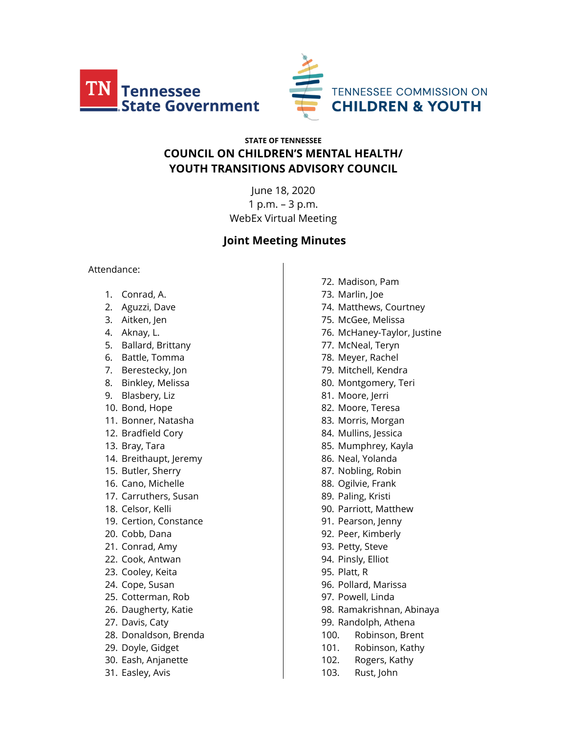Tennessee State Government

TENNESSEE COMMISSION ON CHILDREN & YOUTH

**STATE OF TENNESSEE**

**COUNCIL ON CHILDREN'S MENTAL HEALTH/ YOUTH TRANSITIONS ADVISORY COUNCIL**

June 18, 2020
1 p.m. – 3 p.m.
WebEx Virtual Meeting

## Joint Meeting Minutes

Attendance:

1. Conrad, A.
2. Aguzzi, Dave
3. Aitken, Jen
4. Aknay, L.
5. Ballard, Brittany
6. Battle, Tomma
7. Berestecky, Jon
8. Binkley, Melissa
9. Blasbery, Liz
10. Bond, Hope
11. Bonner, Natasha
12. Bradfield Cory
13. Bray, Tara
14. Breithaupt, Jeremy
15. Butler, Sherry
16. Cano, Michelle
17. Carruthers, Susan
18. Celsor, Kelli
19. Certion, Constance
20. Cobb, Dana
21. Conrad, Amy
22. Cook, Antwan
23. Cooley, Keita
24. Cope, Susan
25. Cotterman, Rob
26. Daugherty, Katie
27. Davis, Caty
28. Donaldson, Brenda
29. Doyle, Gidget
30. Eash, Anjanette
31. Easley, Avis

72. Madison, Pam
73. Marlin, Joe
74. Matthews, Courtney
75. McGee, Melissa
76. McHaney-Taylor, Justine
77. McNeal, Teryn
78. Meyer, Rachel
79. Mitchell, Kendra
80. Montgomery, Teri
81. Moore, Jerri
82. Moore, Teresa
83. Morris, Morgan
84. Mullins, Jessica
85. Mumphrey, Kayla
86. Neal, Yolanda
87. Nobling, Robin
88. Ogilvie, Frank
89. Paling, Kristi
90. Parriott, Matthew
91. Pearson, Jenny
92. Peer, Kimberly
93. Petty, Steve
94. Pinsly, Elliot
95. Platt, R
96. Pollard, Marissa
97. Powell, Linda
98. Ramakrishnan, Abinaya
99. Randolph, Athena
100. Robinson, Brent
101. Robinson, Kathy
102. Rogers, Kathy
103. Rust, John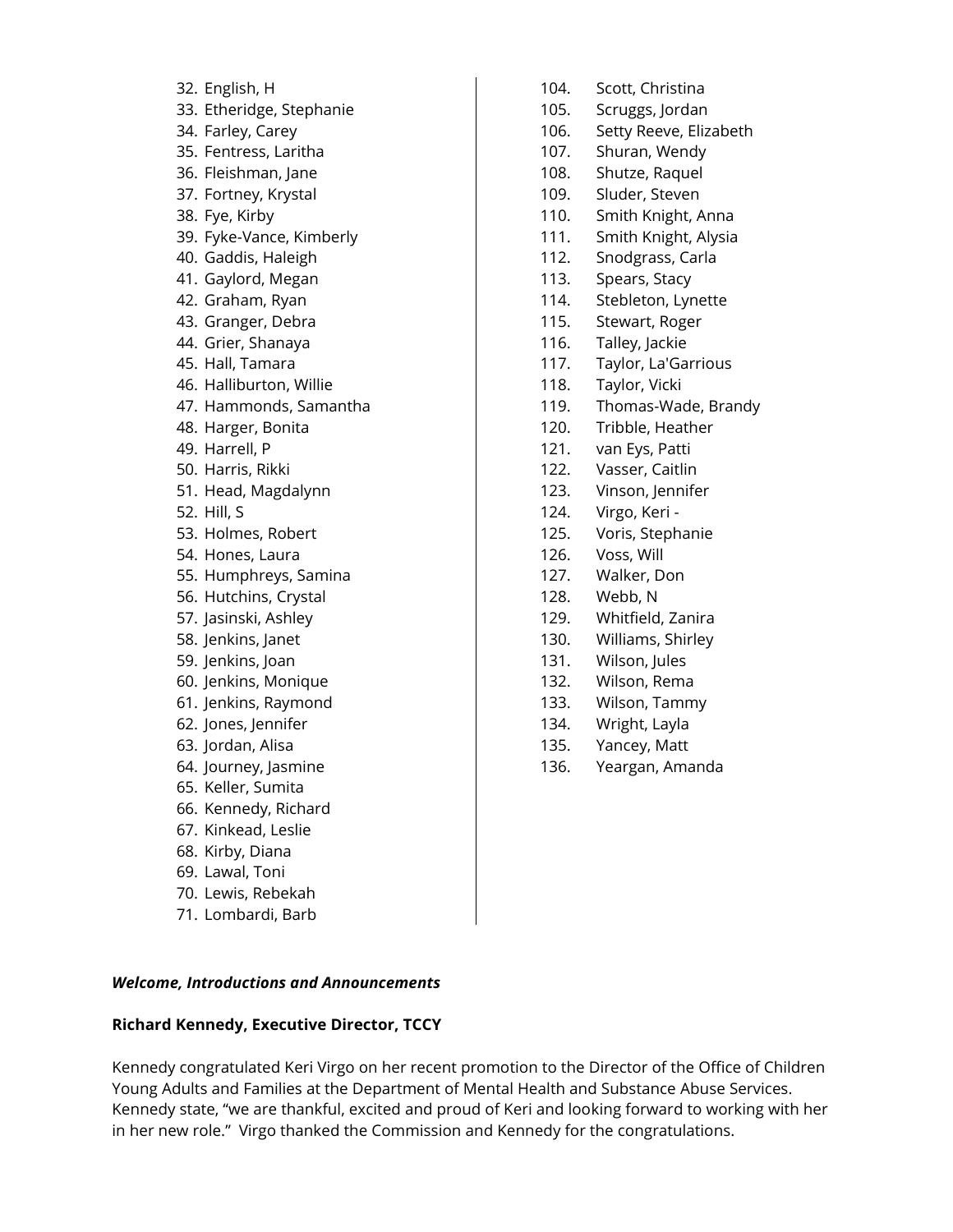32. English, H
33. Etheridge, Stephanie
34. Farley, Carey
35. Fentress, Laritha
36. Fleishman, Jane
37. Fortney, Krystal
38. Fye, Kirby
39. Fyke-Vance, Kimberly
40. Gaddis, Haleigh
41. Gaylord, Megan
42. Graham, Ryan
43. Granger, Debra
44. Grier, Shanaya
45. Hall, Tamara
46. Halliburton, Willie
47. Hammonds, Samantha
48. Harger, Bonita
49. Harrell, P
50. Harris, Rikki
51. Head, Magdalynn
52. Hill, S
53. Holmes, Robert
54. Hones, Laura
55. Humphreys, Samina
56. Hutchins, Crystal
57. Jasinski, Ashley
58. Jenkins, Janet
59. Jenkins, Joan
60. Jenkins, Monique
61. Jenkins, Raymond
62. Jones, Jennifer
63. Jordan, Alisa
64. Journey, Jasmine
65. Keller, Sumita
66. Kennedy, Richard
67. Kinkead, Leslie
68. Kirby, Diana
69. Lawal, Toni
70. Lewis, Rebekah
71. Lombardi, Barb
104. Scott, Christina
105. Scruggs, Jordan
106. Setty Reeve, Elizabeth
107. Shuran, Wendy
108. Shutze, Raquel
109. Sluder, Steven
110. Smith Knight, Anna
111. Smith Knight, Alysia
112. Snodgrass, Carla
113. Spears, Stacy
114. Stebleton, Lynette
115. Stewart, Roger
116. Talley, Jackie
117. Taylor, La'Garrious
118. Taylor, Vicki
119. Thomas-Wade, Brandy
120. Tribble, Heather
121. van Eys, Patti
122. Vasser, Caitlin
123. Vinson, Jennifer
124. Virgo, Keri -
125. Voris, Stephanie
126. Voss, Will
127. Walker, Don
128. Webb, N
129. Whitfield, Zanira
130. Williams, Shirley
131. Wilson, Jules
132. Wilson, Rema
133. Wilson, Tammy
134. Wright, Layla
135. Yancey, Matt
136. Yeargan, Amanda

***Welcome, Introductions and Announcements***

**Richard Kennedy, Executive Director, TCCY**

Kennedy congratulated Keri Virgo on her recent promotion to the Director of the Office of Children Young Adults and Families at the Department of Mental Health and Substance Abuse Services. Kennedy state, "we are thankful, excited and proud of Keri and looking forward to working with her in her new role." Virgo thanked the Commission and Kennedy for the congratulations.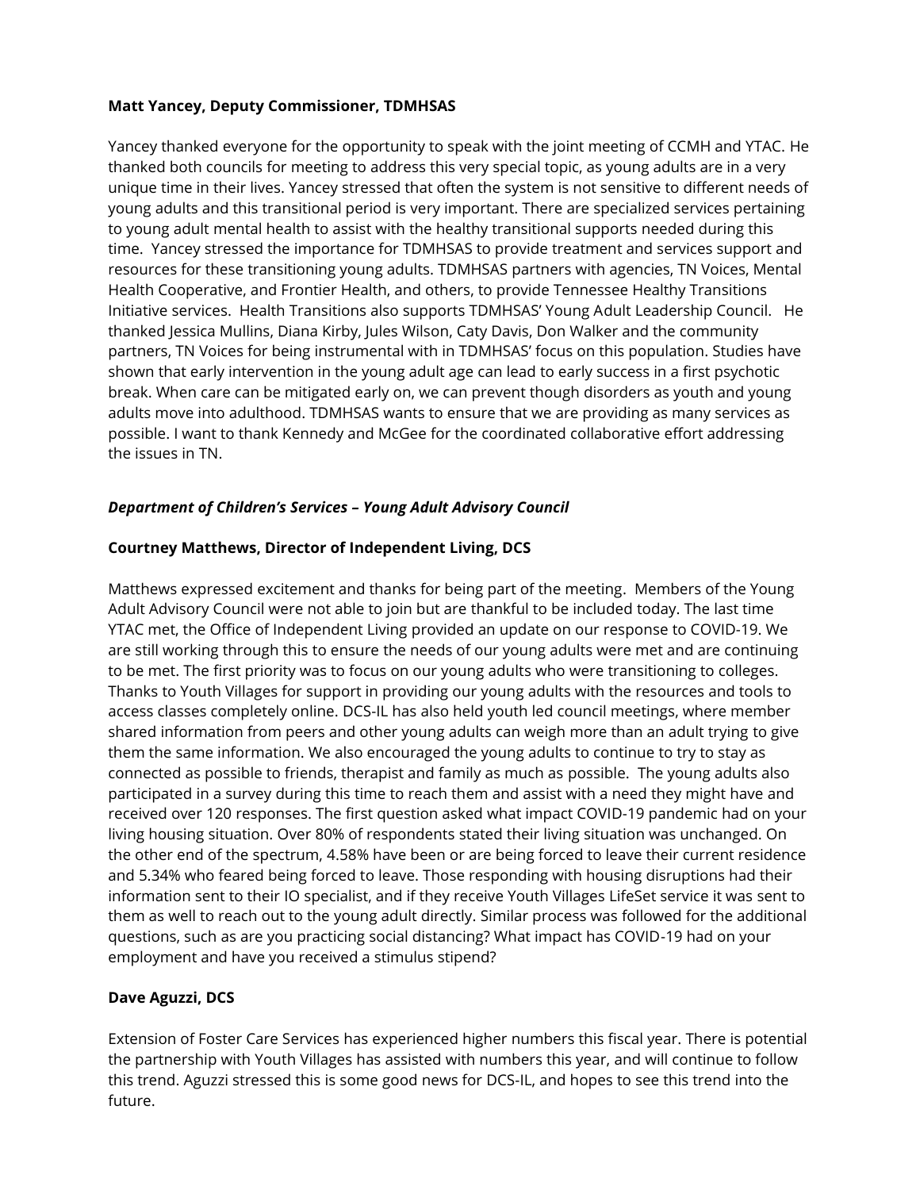**Matt Yancey, Deputy Commissioner, TDMHSAS**

Yancey thanked everyone for the opportunity to speak with the joint meeting of CCMH and YTAC. He thanked both councils for meeting to address this very special topic, as young adults are in a very unique time in their lives. Yancey stressed that often the system is not sensitive to different needs of young adults and this transitional period is very important. There are specialized services pertaining to young adult mental health to assist with the healthy transitional supports needed during this time. Yancey stressed the importance for TDMHSAS to provide treatment and services support and resources for these transitioning young adults. TDMHSAS partners with agencies, TN Voices, Mental Health Cooperative, and Frontier Health, and others, to provide Tennessee Healthy Transitions Initiative services. Health Transitions also supports TDMHSAS' Young Adult Leadership Council. He thanked Jessica Mullins, Diana Kirby, Jules Wilson, Caty Davis, Don Walker and the community partners, TN Voices for being instrumental with in TDMHSAS' focus on this population. Studies have shown that early intervention in the young adult age can lead to early success in a first psychotic break. When care can be mitigated early on, we can prevent though disorders as youth and young adults move into adulthood. TDMHSAS wants to ensure that we are providing as many services as possible. I want to thank Kennedy and McGee for the coordinated collaborative effort addressing the issues in TN.

***Department of Children's Services – Young Adult Advisory Council***

**Courtney Matthews, Director of Independent Living, DCS**

Matthews expressed excitement and thanks for being part of the meeting. Members of the Young Adult Advisory Council were not able to join but are thankful to be included today. The last time YTAC met, the Office of Independent Living provided an update on our response to COVID-19. We are still working through this to ensure the needs of our young adults were met and are continuing to be met. The first priority was to focus on our young adults who were transitioning to colleges. Thanks to Youth Villages for support in providing our young adults with the resources and tools to access classes completely online. DCS-IL has also held youth led council meetings, where member shared information from peers and other young adults can weigh more than an adult trying to give them the same information. We also encouraged the young adults to continue to try to stay as connected as possible to friends, therapist and family as much as possible. The young adults also participated in a survey during this time to reach them and assist with a need they might have and received over 120 responses. The first question asked what impact COVID-19 pandemic had on your living housing situation. Over 80% of respondents stated their living situation was unchanged. On the other end of the spectrum, 4.58% have been or are being forced to leave their current residence and 5.34% who feared being forced to leave. Those responding with housing disruptions had their information sent to their IO specialist, and if they receive Youth Villages LifeSet service it was sent to them as well to reach out to the young adult directly. Similar process was followed for the additional questions, such as are you practicing social distancing? What impact has COVID-19 had on your employment and have you received a stimulus stipend?

**Dave Aguzzi, DCS**

Extension of Foster Care Services has experienced higher numbers this fiscal year. There is potential the partnership with Youth Villages has assisted with numbers this year, and will continue to follow this trend. Aguzzi stressed this is some good news for DCS-IL, and hopes to see this trend into the future.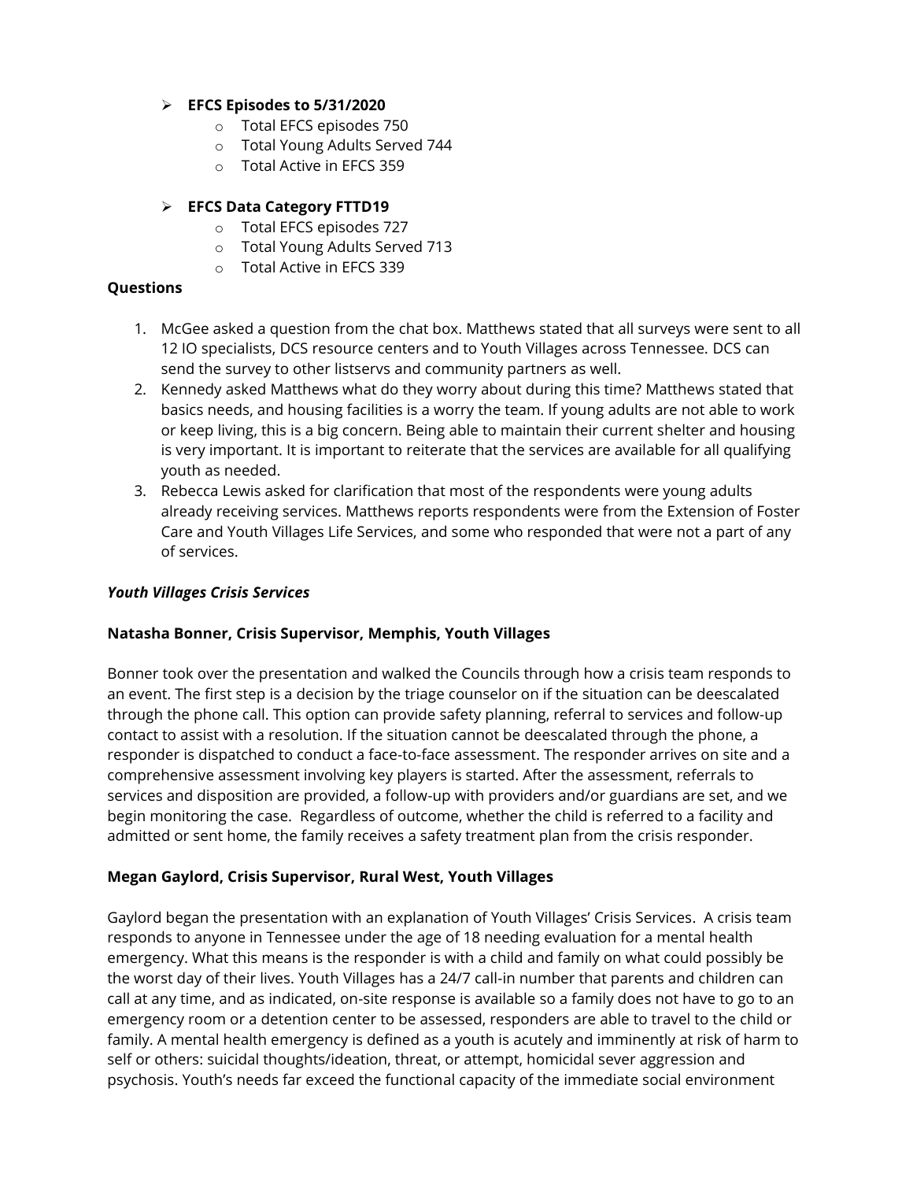- **EFCS Episodes to 5/31/2020**
  - Total EFCS episodes 750
  - Total Young Adults Served 744
  - Total Active in EFCS 359

- **EFCS Data Category FTTD19**
  - Total EFCS episodes 727
  - Total Young Adults Served 713
  - Total Active in EFCS 339

**Questions**

1. McGee asked a question from the chat box. Matthews stated that all surveys were sent to all 12 IO specialists, DCS resource centers and to Youth Villages across Tennessee. DCS can send the survey to other listservs and community partners as well.
2. Kennedy asked Matthews what do they worry about during this time? Matthews stated that basics needs, and housing facilities is a worry the team. If young adults are not able to work or keep living, this is a big concern. Being able to maintain their current shelter and housing is very important. It is important to reiterate that the services are available for all qualifying youth as needed.
3. Rebecca Lewis asked for clarification that most of the respondents were young adults already receiving services. Matthews reports respondents were from the Extension of Foster Care and Youth Villages Life Services, and some who responded that were not a part of any of services.

***Youth Villages Crisis Services***

**Natasha Bonner, Crisis Supervisor, Memphis, Youth Villages**

Bonner took over the presentation and walked the Councils through how a crisis team responds to an event. The first step is a decision by the triage counselor on if the situation can be deescalated through the phone call. This option can provide safety planning, referral to services and follow-up contact to assist with a resolution. If the situation cannot be deescalated through the phone, a responder is dispatched to conduct a face-to-face assessment. The responder arrives on site and a comprehensive assessment involving key players is started. After the assessment, referrals to services and disposition are provided, a follow-up with providers and/or guardians are set, and we begin monitoring the case. Regardless of outcome, whether the child is referred to a facility and admitted or sent home, the family receives a safety treatment plan from the crisis responder.

**Megan Gaylord, Crisis Supervisor, Rural West, Youth Villages**

Gaylord began the presentation with an explanation of Youth Villages' Crisis Services. A crisis team responds to anyone in Tennessee under the age of 18 needing evaluation for a mental health emergency. What this means is the responder is with a child and family on what could possibly be the worst day of their lives. Youth Villages has a 24/7 call-in number that parents and children can call at any time, and as indicated, on-site response is available so a family does not have to go to an emergency room or a detention center to be assessed, responders are able to travel to the child or family. A mental health emergency is defined as a youth is acutely and imminently at risk of harm to self or others: suicidal thoughts/ideation, threat, or attempt, homicidal sever aggression and psychosis. Youth's needs far exceed the functional capacity of the immediate social environment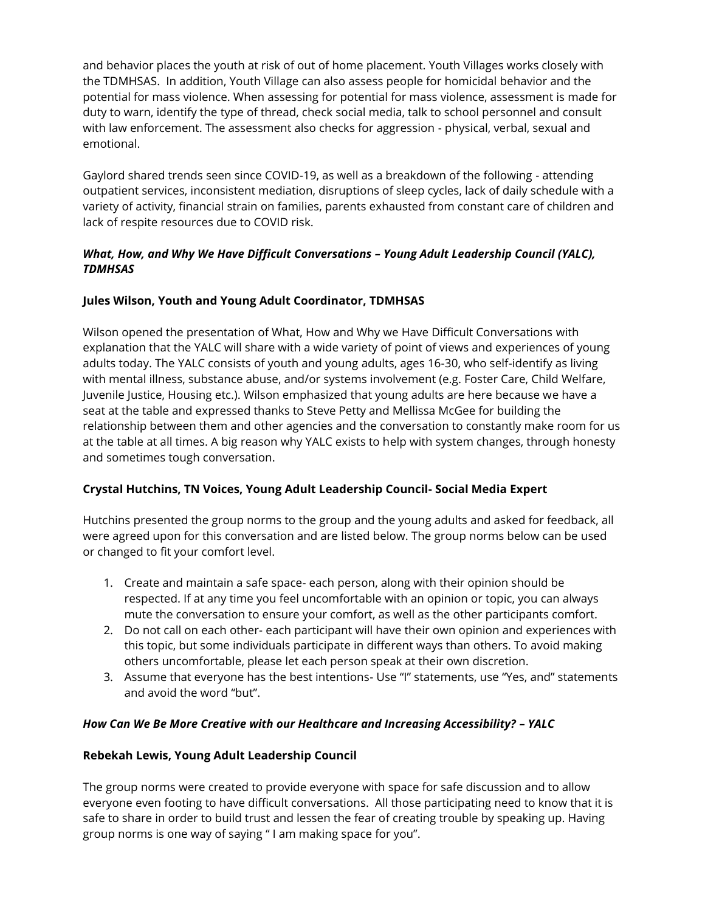and behavior places the youth at risk of out of home placement. Youth Villages works closely with the TDMHSAS. In addition, Youth Village can also assess people for homicidal behavior and the potential for mass violence. When assessing for potential for mass violence, assessment is made for duty to warn, identify the type of thread, check social media, talk to school personnel and consult with law enforcement. The assessment also checks for aggression - physical, verbal, sexual and emotional.

Gaylord shared trends seen since COVID-19, as well as a breakdown of the following - attending outpatient services, inconsistent mediation, disruptions of sleep cycles, lack of daily schedule with a variety of activity, financial strain on families, parents exhausted from constant care of children and lack of respite resources due to COVID risk.

***What, How, and Why We Have Difficult Conversations – Young Adult Leadership Council (YALC), TDMHSAS***

**Jules Wilson, Youth and Young Adult Coordinator, TDMHSAS**

Wilson opened the presentation of What, How and Why we Have Difficult Conversations with explanation that the YALC will share with a wide variety of point of views and experiences of young adults today. The YALC consists of youth and young adults, ages 16-30, who self-identify as living with mental illness, substance abuse, and/or systems involvement (e.g. Foster Care, Child Welfare, Juvenile Justice, Housing etc.). Wilson emphasized that young adults are here because we have a seat at the table and expressed thanks to Steve Petty and Mellissa McGee for building the relationship between them and other agencies and the conversation to constantly make room for us at the table at all times. A big reason why YALC exists to help with system changes, through honesty and sometimes tough conversation.

**Crystal Hutchins, TN Voices, Young Adult Leadership Council- Social Media Expert**

Hutchins presented the group norms to the group and the young adults and asked for feedback, all were agreed upon for this conversation and are listed below. The group norms below can be used or changed to fit your comfort level.

1. Create and maintain a safe space- each person, along with their opinion should be respected. If at any time you feel uncomfortable with an opinion or topic, you can always mute the conversation to ensure your comfort, as well as the other participants comfort.
2. Do not call on each other- each participant will have their own opinion and experiences with this topic, but some individuals participate in different ways than others. To avoid making others uncomfortable, please let each person speak at their own discretion.
3. Assume that everyone has the best intentions- Use "I" statements, use "Yes, and" statements and avoid the word "but".

***How Can We Be More Creative with our Healthcare and Increasing Accessibility? – YALC***

**Rebekah Lewis, Young Adult Leadership Council**

The group norms were created to provide everyone with space for safe discussion and to allow everyone even footing to have difficult conversations. All those participating need to know that it is safe to share in order to build trust and lessen the fear of creating trouble by speaking up. Having group norms is one way of saying " I am making space for you".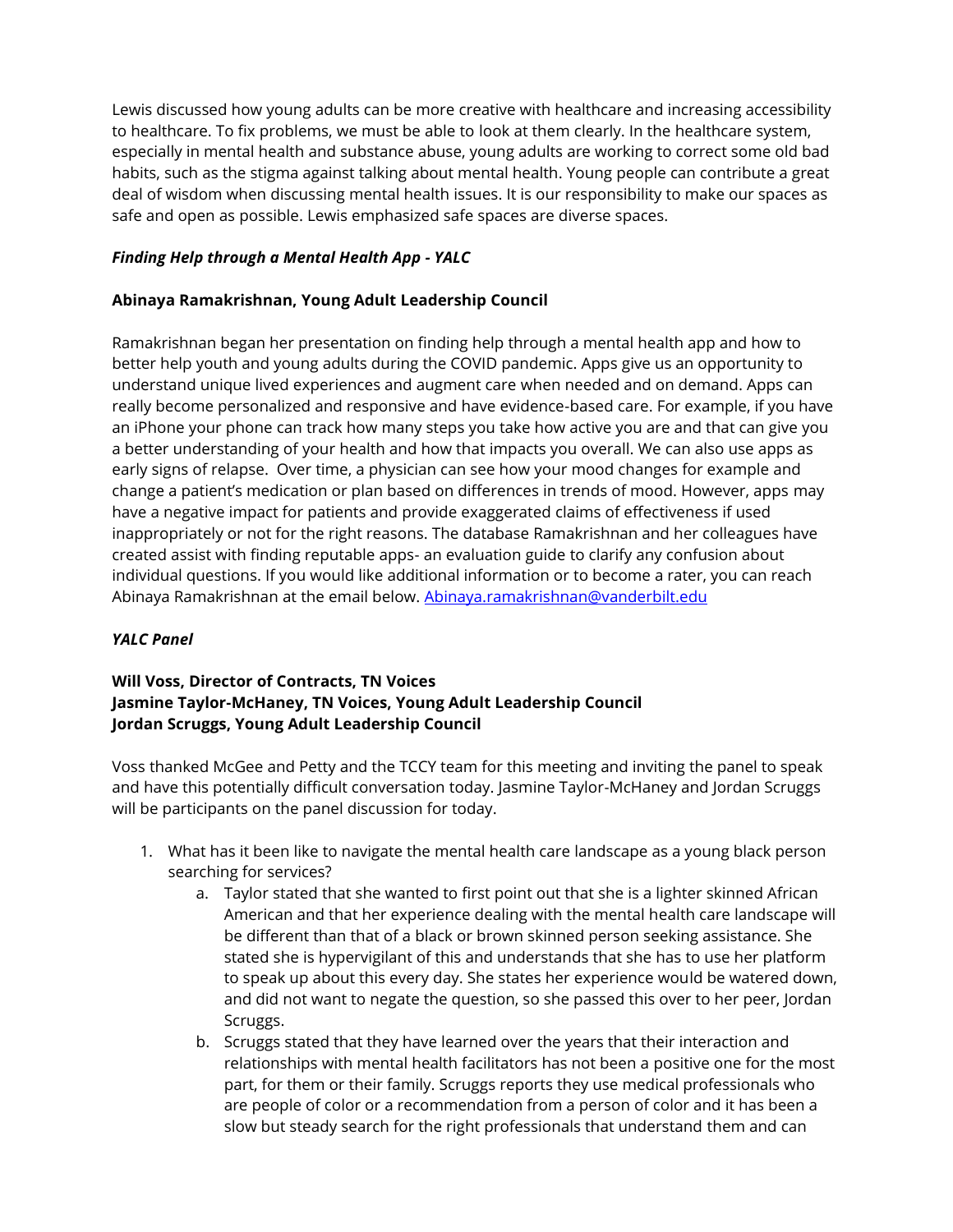Lewis discussed how young adults can be more creative with healthcare and increasing accessibility to healthcare. To fix problems, we must be able to look at them clearly. In the healthcare system, especially in mental health and substance abuse, young adults are working to correct some old bad habits, such as the stigma against talking about mental health. Young people can contribute a great deal of wisdom when discussing mental health issues. It is our responsibility to make our spaces as safe and open as possible. Lewis emphasized safe spaces are diverse spaces.

***Finding Help through a Mental Health App - YALC***

**Abinaya Ramakrishnan, Young Adult Leadership Council**

Ramakrishnan began her presentation on finding help through a mental health app and how to better help youth and young adults during the COVID pandemic. Apps give us an opportunity to understand unique lived experiences and augment care when needed and on demand. Apps can really become personalized and responsive and have evidence-based care. For example, if you have an iPhone your phone can track how many steps you take how active you are and that can give you a better understanding of your health and how that impacts you overall. We can also use apps as early signs of relapse. Over time, a physician can see how your mood changes for example and change a patient's medication or plan based on differences in trends of mood. However, apps may have a negative impact for patients and provide exaggerated claims of effectiveness if used inappropriately or not for the right reasons. The database Ramakrishnan and her colleagues have created assist with finding reputable apps- an evaluation guide to clarify any confusion about individual questions. If you would like additional information or to become a rater, you can reach Abinaya Ramakrishnan at the email below. [Abinaya.ramakrishnan@vanderbilt.edu](mailto:Abinaya.ramakrishnan@vanderbilt.edu)

***YALC Panel***

**Will Voss, Director of Contracts, TN Voices**
**Jasmine Taylor-McHaney, TN Voices, Young Adult Leadership Council**
**Jordan Scruggs, Young Adult Leadership Council**

Voss thanked McGee and Petty and the TCCY team for this meeting and inviting the panel to speak and have this potentially difficult conversation today. Jasmine Taylor-McHaney and Jordan Scruggs will be participants on the panel discussion for today.

1. What has it been like to navigate the mental health care landscape as a young black person searching for services?
    a. Taylor stated that she wanted to first point out that she is a lighter skinned African American and that her experience dealing with the mental health care landscape will be different than that of a black or brown skinned person seeking assistance. She stated she is hypervigilant of this and understands that she has to use her platform to speak up about this every day. She states her experience would be watered down, and did not want to negate the question, so she passed this over to her peer, Jordan Scruggs.
    b. Scruggs stated that they have learned over the years that their interaction and relationships with mental health facilitators has not been a positive one for the most part, for them or their family. Scruggs reports they use medical professionals who are people of color or a recommendation from a person of color and it has been a slow but steady search for the right professionals that understand them and can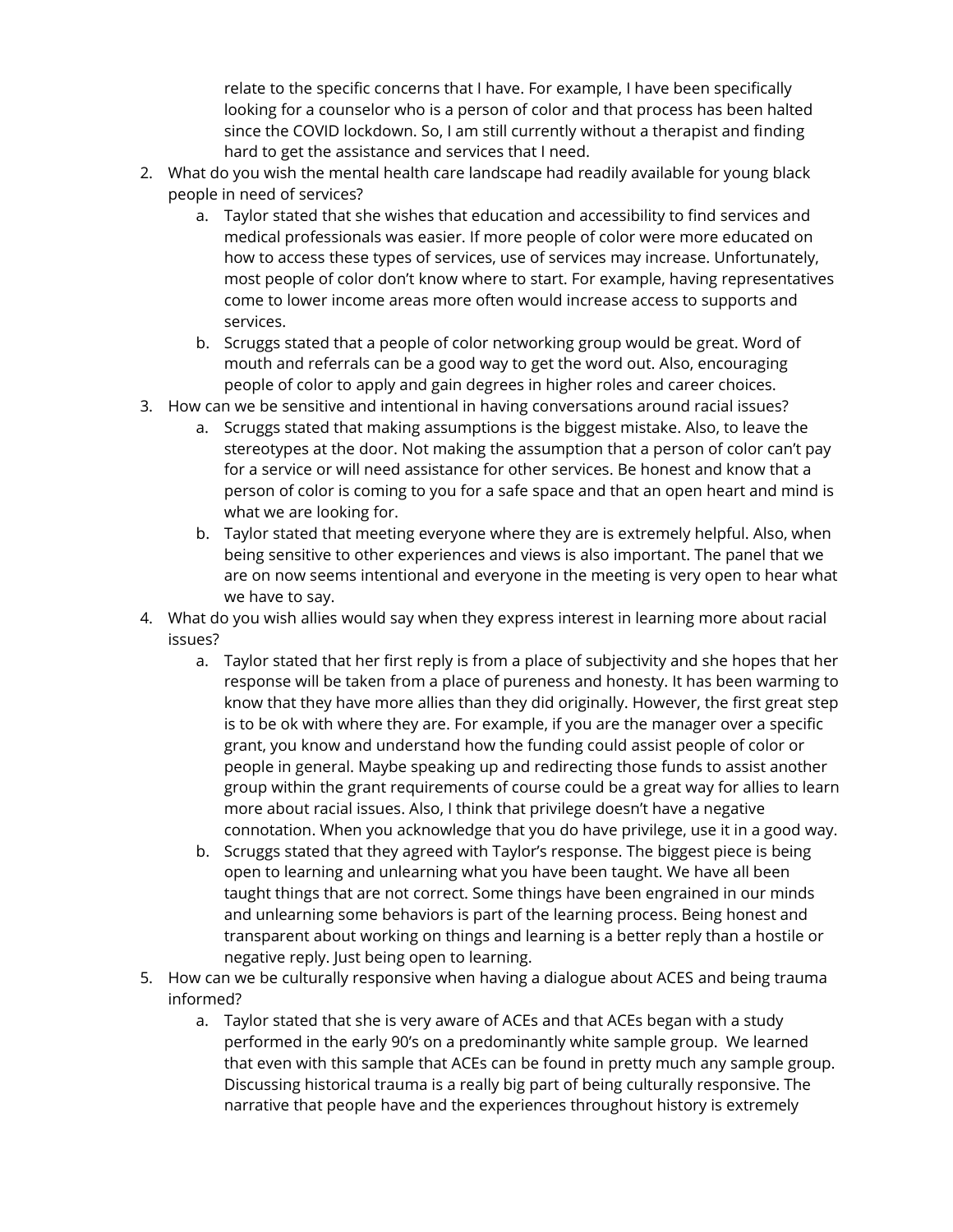relate to the specific concerns that I have. For example, I have been specifically looking for a counselor who is a person of color and that process has been halted since the COVID lockdown. So, I am still currently without a therapist and finding hard to get the assistance and services that I need.

2. What do you wish the mental health care landscape had readily available for young black people in need of services?
    a. Taylor stated that she wishes that education and accessibility to find services and medical professionals was easier. If more people of color were more educated on how to access these types of services, use of services may increase. Unfortunately, most people of color don't know where to start. For example, having representatives come to lower income areas more often would increase access to supports and services.
    b. Scruggs stated that a people of color networking group would be great. Word of mouth and referrals can be a good way to get the word out. Also, encouraging people of color to apply and gain degrees in higher roles and career choices.
3. How can we be sensitive and intentional in having conversations around racial issues?
    a. Scruggs stated that making assumptions is the biggest mistake. Also, to leave the stereotypes at the door. Not making the assumption that a person of color can't pay for a service or will need assistance for other services. Be honest and know that a person of color is coming to you for a safe space and that an open heart and mind is what we are looking for.
    b. Taylor stated that meeting everyone where they are is extremely helpful. Also, when being sensitive to other experiences and views is also important. The panel that we are on now seems intentional and everyone in the meeting is very open to hear what we have to say.
4. What do you wish allies would say when they express interest in learning more about racial issues?
    a. Taylor stated that her first reply is from a place of subjectivity and she hopes that her response will be taken from a place of pureness and honesty. It has been warming to know that they have more allies than they did originally. However, the first great step is to be ok with where they are. For example, if you are the manager over a specific grant, you know and understand how the funding could assist people of color or people in general. Maybe speaking up and redirecting those funds to assist another group within the grant requirements of course could be a great way for allies to learn more about racial issues. Also, I think that privilege doesn't have a negative connotation. When you acknowledge that you do have privilege, use it in a good way.
    b. Scruggs stated that they agreed with Taylor's response. The biggest piece is being open to learning and unlearning what you have been taught. We have all been taught things that are not correct. Some things have been engrained in our minds and unlearning some behaviors is part of the learning process. Being honest and transparent about working on things and learning is a better reply than a hostile or negative reply. Just being open to learning.
5. How can we be culturally responsive when having a dialogue about ACES and being trauma informed?
    a. Taylor stated that she is very aware of ACEs and that ACEs began with a study performed in the early 90's on a predominantly white sample group. We learned that even with this sample that ACEs can be found in pretty much any sample group. Discussing historical trauma is a really big part of being culturally responsive. The narrative that people have and the experiences throughout history is extremely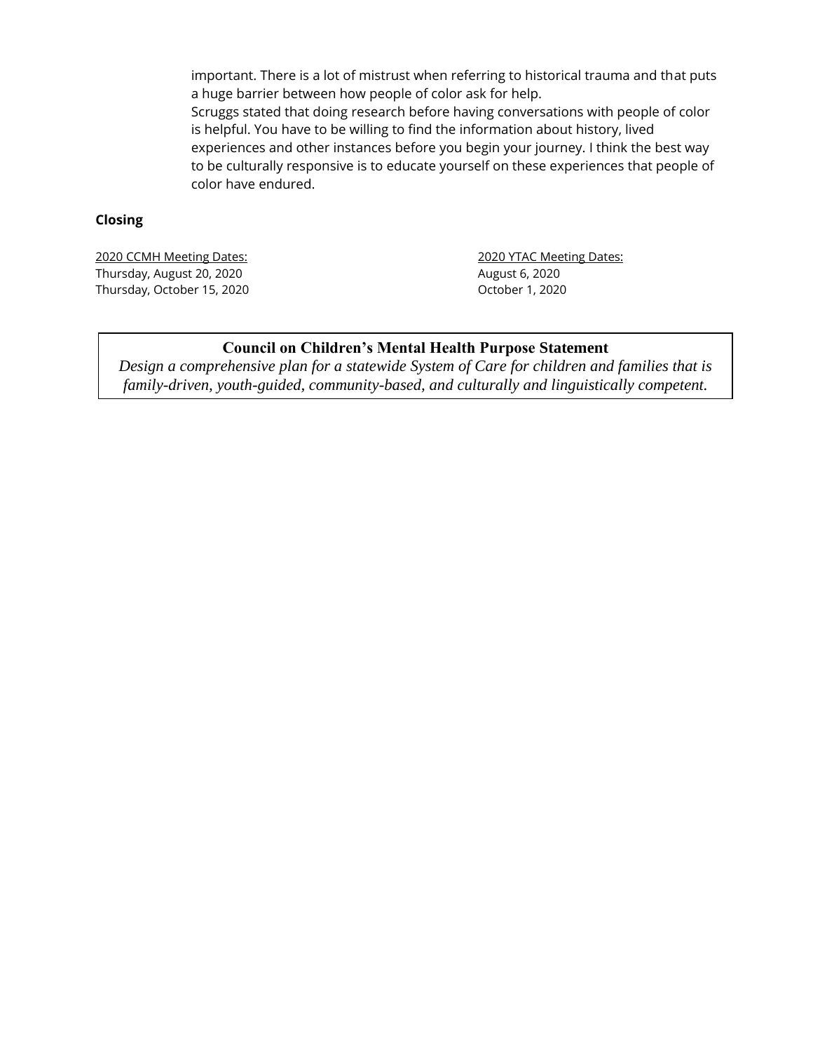important. There is a lot of mistrust when referring to historical trauma and that puts a huge barrier between how people of color ask for help.

Scruggs stated that doing research before having conversations with people of color is helpful. You have to be willing to find the information about history, lived experiences and other instances before you begin your journey. I think the best way to be culturally responsive is to educate yourself on these experiences that people of color have endured.

**Closing**

2020 CCMH Meeting Dates:
Thursday, August 20, 2020
Thursday, October 15, 2020

2020 YTAC Meeting Dates:
August 6, 2020
October 1, 2020

**Council on Children's Mental Health Purpose Statement**

*Design a comprehensive plan for a statewide System of Care for children and families that is family-driven, youth-guided, community-based, and culturally and linguistically competent.*